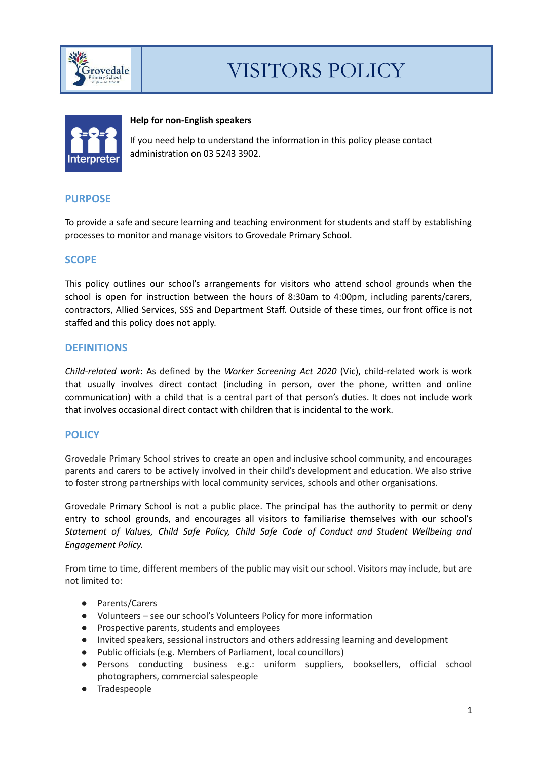# VISITORS POLICY

**Help for non-English speakers**

If you need help to understand the information in this policy please contact administration on 03 5243 3902.

## PURPOSE

To provide a safe and secure learning and teaching environment for students and staff by establishing processes to monitor and manage visitors to Grovedale Primary School.

## SCOPE

This policy outlines our school's arrangements for visitors who attend school grounds when the school is open for instruction between the hours of 8:30am to 4:00pm, including parents/carers, contractors, Allied Services, SSS and Department Staff. Outside of these times, our front office is not staffed and this policy does not apply.

## DEFINITIONS

*Child-related work*: As defined by the *Worker Screening Act 2020* (Vic), child-related work is work that usually involves direct contact (including in person, over the phone, written and online communication) with a child that is a central part of that person's duties. It does not include work that involves occasional direct contact with children that is incidental to the work.

## POLICY

Grovedale Primary School strives to create an open and inclusive school community, and encourages parents and carers to be actively involved in their child's development and education. We also strive to foster strong partnerships with local community services, schools and other organisations.

Grovedale Primary School is not a public place. The principal has the authority to permit or deny entry to school grounds, and encourages all visitors to familiarise themselves with our school's *Statement of Values, Child Safe Policy, Child Safe Code of Conduct and Student Wellbeing and Engagement Policy.*

From time to time, different members of the public may visit our school. Visitors may include, but are not limited to:

- Parents/Carers
- Volunteers – see our school's Volunteers Policy for more information
- Prospective parents, students and employees
- Invited speakers, sessional instructors and others addressing learning and development
- Public officials (e.g. Members of Parliament, local councillors)
- Persons conducting business e.g.: uniform suppliers, booksellers, official school photographers, commercial salespeople
- Tradespeople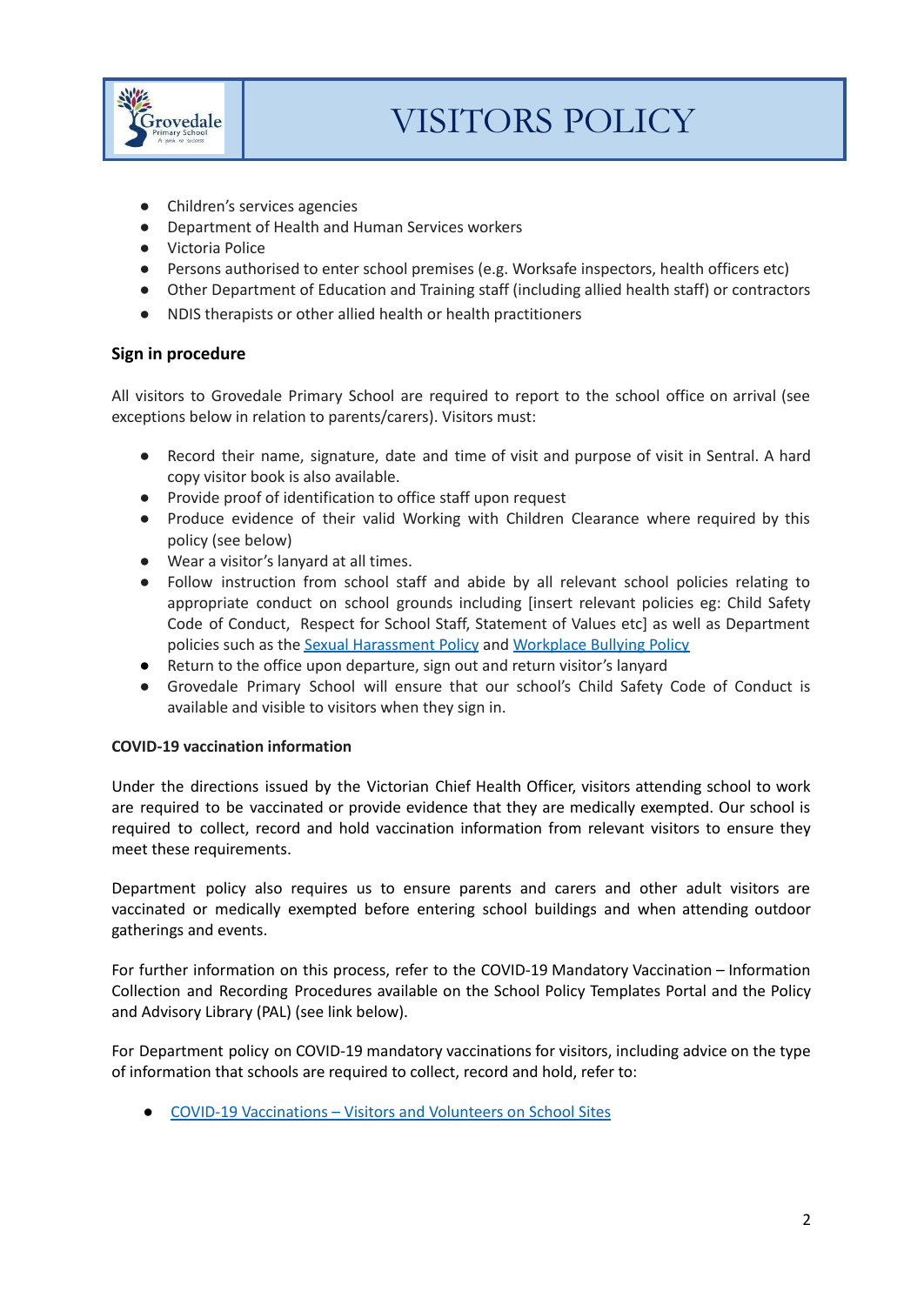- Children's services agencies
- Department of Health and Human Services workers
- Victoria Police
- Persons authorised to enter school premises (e.g. Worksafe inspectors, health officers etc)
- Other Department of Education and Training staff (including allied health staff) or contractors
- NDIS therapists or other allied health or health practitioners

## Sign in procedure

All visitors to Grovedale Primary School are required to report to the school office on arrival (see exceptions below in relation to parents/carers). Visitors must:

- Record their name, signature, date and time of visit and purpose of visit in Sentral. A hard copy visitor book is also available.
- Provide proof of identification to office staff upon request
- Produce evidence of their valid Working with Children Clearance where required by this policy (see below)
- Wear a visitor's lanyard at all times.
- Follow instruction from school staff and abide by all relevant school policies relating to appropriate conduct on school grounds including [insert relevant policies eg: Child Safety Code of Conduct, Respect for School Staff, Statement of Values etc] as well as Department policies such as the [Sexual Harassment Policy] and [Workplace Bullying Policy]
- Return to the office upon departure, sign out and return visitor's lanyard
- Grovedale Primary School will ensure that our school's Child Safety Code of Conduct is available and visible to visitors when they sign in.

### COVID-19 vaccination information

Under the directions issued by the Victorian Chief Health Officer, visitors attending school to work are required to be vaccinated or provide evidence that they are medically exempted. Our school is required to collect, record and hold vaccination information from relevant visitors to ensure they meet these requirements.

Department policy also requires us to ensure parents and carers and other adult visitors are vaccinated or medically exempted before entering school buildings and when attending outdoor gatherings and events.

For further information on this process, refer to the COVID-19 Mandatory Vaccination – Information Collection and Recording Procedures available on the School Policy Templates Portal and the Policy and Advisory Library (PAL) (see link below).

For Department policy on COVID-19 mandatory vaccinations for visitors, including advice on the type of information that schools are required to collect, record and hold, refer to:

- [COVID-19 Vaccinations – Visitors and Volunteers on School Sites]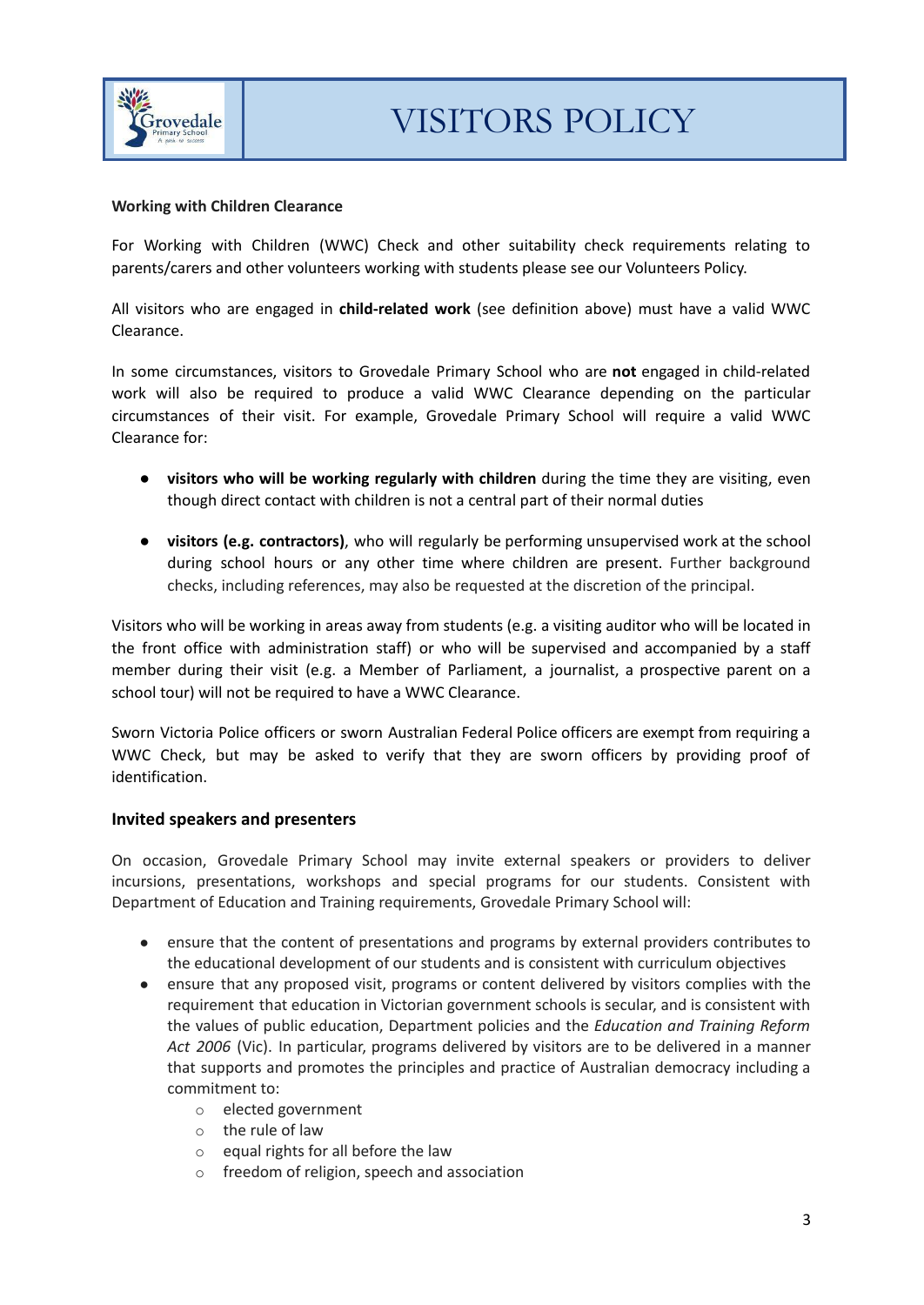**Working with Children Clearance**

For Working with Children (WWC) Check and other suitability check requirements relating to parents/carers and other volunteers working with students please see our Volunteers Policy.

All visitors who are engaged in **child-related work** (see definition above) must have a valid WWC Clearance.

In some circumstances, visitors to Grovedale Primary School who are **not** engaged in child-related work will also be required to produce a valid WWC Clearance depending on the particular circumstances of their visit. For example, Grovedale Primary School will require a valid WWC Clearance for:

- **visitors who will be working regularly with children** during the time they are visiting, even though direct contact with children is not a central part of their normal duties
- **visitors (e.g. contractors)**, who will regularly be performing unsupervised work at the school during school hours or any other time where children are present. Further background checks, including references, may also be requested at the discretion of the principal.

Visitors who will be working in areas away from students (e.g. a visiting auditor who will be located in the front office with administration staff) or who will be supervised and accompanied by a staff member during their visit (e.g. a Member of Parliament, a journalist, a prospective parent on a school tour) will not be required to have a WWC Clearance.

Sworn Victoria Police officers or sworn Australian Federal Police officers are exempt from requiring a WWC Check, but may be asked to verify that they are sworn officers by providing proof of identification.

## Invited speakers and presenters

On occasion, Grovedale Primary School may invite external speakers or providers to deliver incursions, presentations, workshops and special programs for our students. Consistent with Department of Education and Training requirements, Grovedale Primary School will:

- ensure that the content of presentations and programs by external providers contributes to the educational development of our students and is consistent with curriculum objectives
- ensure that any proposed visit, programs or content delivered by visitors complies with the requirement that education in Victorian government schools is secular, and is consistent with the values of public education, Department policies and the *Education and Training Reform Act 2006* (Vic). In particular, programs delivered by visitors are to be delivered in a manner that supports and promotes the principles and practice of Australian democracy including a commitment to:
  - elected government
  - the rule of law
  - equal rights for all before the law
  - freedom of religion, speech and association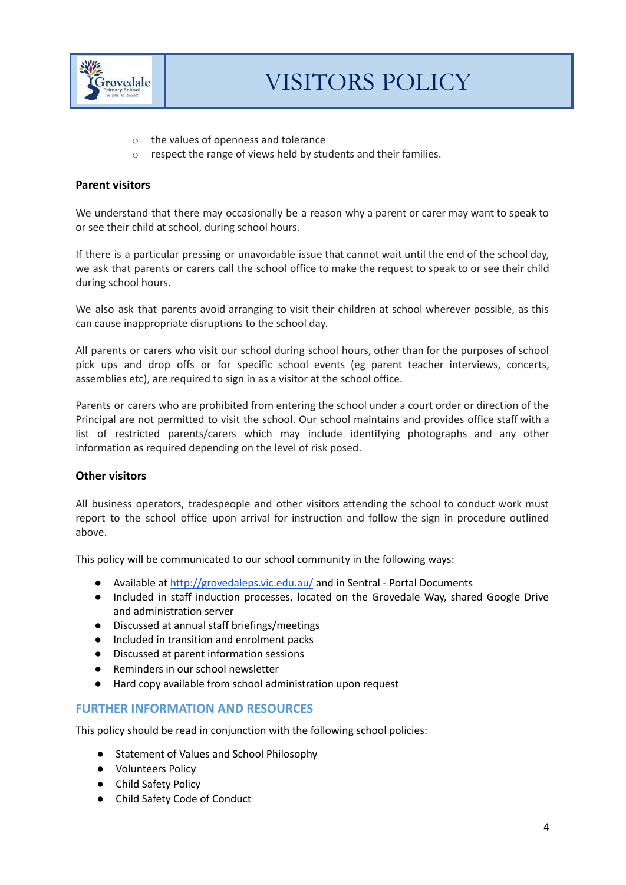- the values of openness and tolerance
- respect the range of views held by students and their families.

**Parent visitors**

We understand that there may occasionally be a reason why a parent or carer may want to speak to or see their child at school, during school hours.

If there is a particular pressing or unavoidable issue that cannot wait until the end of the school day, we ask that parents or carers call the school office to make the request to speak to or see their child during school hours.

We also ask that parents avoid arranging to visit their children at school wherever possible, as this can cause inappropriate disruptions to the school day.

All parents or carers who visit our school during school hours, other than for the purposes of school pick ups and drop offs or for specific school events (eg parent teacher interviews, concerts, assemblies etc), are required to sign in as a visitor at the school office.

Parents or carers who are prohibited from entering the school under a court order or direction of the Principal are not permitted to visit the school. Our school maintains and provides office staff with a list of restricted parents/carers which may include identifying photographs and any other information as required depending on the level of risk posed.

**Other visitors**

All business operators, tradespeople and other visitors attending the school to conduct work must report to the school office upon arrival for instruction and follow the sign in procedure outlined above.

This policy will be communicated to our school community in the following ways:

- Available at http://grovedaleps.vic.edu.au/ and in Sentral - Portal Documents
- Included in staff induction processes, located on the Grovedale Way, shared Google Drive and administration server
- Discussed at annual staff briefings/meetings
- Included in transition and enrolment packs
- Discussed at parent information sessions
- Reminders in our school newsletter
- Hard copy available from school administration upon request

## FURTHER INFORMATION AND RESOURCES

This policy should be read in conjunction with the following school policies:

- Statement of Values and School Philosophy
- Volunteers Policy
- Child Safety Policy
- Child Safety Code of Conduct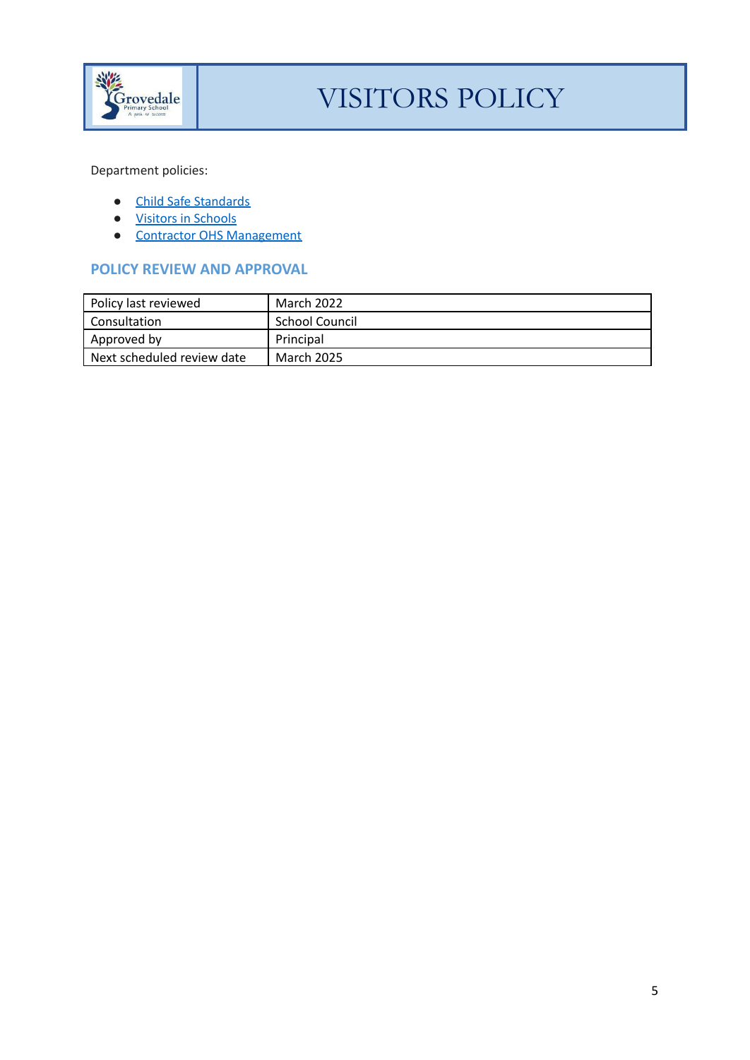# VISITORS POLICY

Department policies:

- Child Safe Standards
- Visitors in Schools
- Contractor OHS Management

## POLICY REVIEW AND APPROVAL

| | |
|---|---|
| Policy last reviewed | March 2022 |
| Consultation | School Council |
| Approved by | Principal |
| Next scheduled review date | March 2025 |